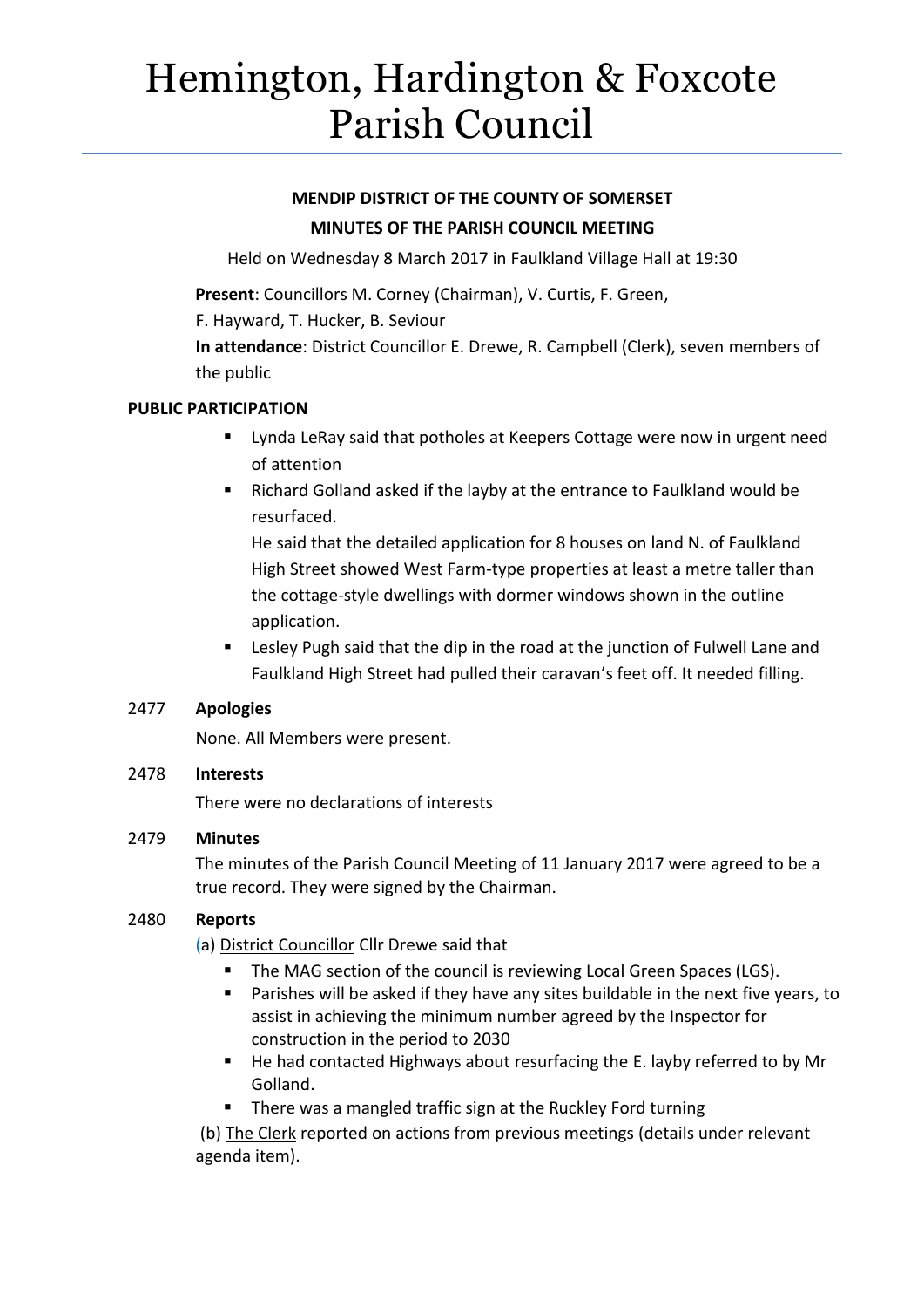# Hemington, Hardington & Foxcote Parish Council

**MENDIP DISTRICT OF THE COUNTY OF SOMERSET**

**MINUTES OF THE PARISH COUNCIL MEETING**

Held on Wednesday 8 March 2017 in Faulkland Village Hall at 19:30

**Present**: Councillors M. Corney (Chairman), V. Curtis, F. Green, F. Hayward, T. Hucker, B. Seviour

**In attendance**: District Councillor E. Drewe, R. Campbell (Clerk), seven members of the public

## PUBLIC PARTICIPATION

- Lynda LeRay said that potholes at Keepers Cottage were now in urgent need of attention
- Richard Golland asked if the layby at the entrance to Faulkland would be resurfaced.

  He said that the detailed application for 8 houses on land N. of Faulkland High Street showed West Farm-type properties at least a metre taller than the cottage-style dwellings with dormer windows shown in the outline application.
- Lesley Pugh said that the dip in the road at the junction of Fulwell Lane and Faulkland High Street had pulled their caravan's feet off. It needed filling.

## 2477 Apologies

None. All Members were present.

## 2478 Interests

There were no declarations of interests

## 2479 Minutes

The minutes of the Parish Council Meeting of 11 January 2017 were agreed to be a true record. They were signed by the Chairman.

## 2480 Reports

(a) District Councillor Cllr Drewe said that

- The MAG section of the council is reviewing Local Green Spaces (LGS).
- Parishes will be asked if they have any sites buildable in the next five years, to assist in achieving the minimum number agreed by the Inspector for construction in the period to 2030
- He had contacted Highways about resurfacing the E. layby referred to by Mr Golland.
- There was a mangled traffic sign at the Ruckley Ford turning

(b) The Clerk reported on actions from previous meetings (details under relevant agenda item).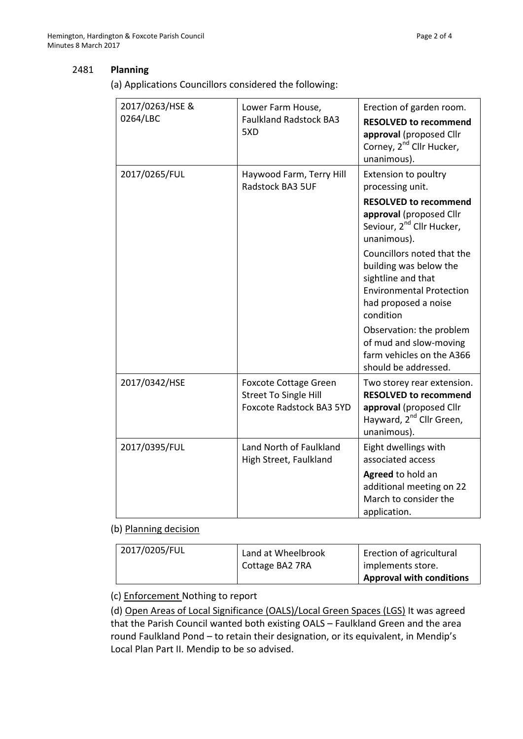## 2481 **Planning**

(a) Applications Councillors considered the following:

| | | |
|---|---|---|
| 2017/0263/HSE & 0264/LBC | Lower Farm House, Faulkland Radstock BA3 5XD | Erection of garden room. **RESOLVED to recommend approval** (proposed Cllr Corney, 2nd Cllr Hucker, unanimous). |
| 2017/0265/FUL | Haywood Farm, Terry Hill Radstock BA3 5UF | Extension to poultry processing unit. **RESOLVED to recommend approval** (proposed Cllr Seviour, 2nd Cllr Hucker, unanimous). Councillors noted that the building was below the sightline and that Environmental Protection had proposed a noise condition Observation: the problem of mud and slow-moving farm vehicles on the A366 should be addressed. |
| 2017/0342/HSE | Foxcote Cottage Green Street To Single Hill Foxcote Radstock BA3 5YD | Two storey rear extension. **RESOLVED to recommend approval** (proposed Cllr Hayward, 2nd Cllr Green, unanimous). |
| 2017/0395/FUL | Land North of Faulkland High Street, Faulkland | Eight dwellings with associated access **Agreed** to hold an additional meeting on 22 March to consider the application. |

(b) Planning decision

| | | |
|---|---|---|
| 2017/0205/FUL | Land at Wheelbrook Cottage BA2 7RA | Erection of agricultural implements store. **Approval with conditions** |

(c) Enforcement Nothing to report

(d) Open Areas of Local Significance (OALS)/Local Green Spaces (LGS) It was agreed that the Parish Council wanted both existing OALS – Faulkland Green and the area round Faulkland Pond – to retain their designation, or its equivalent, in Mendip's Local Plan Part II. Mendip to be so advised.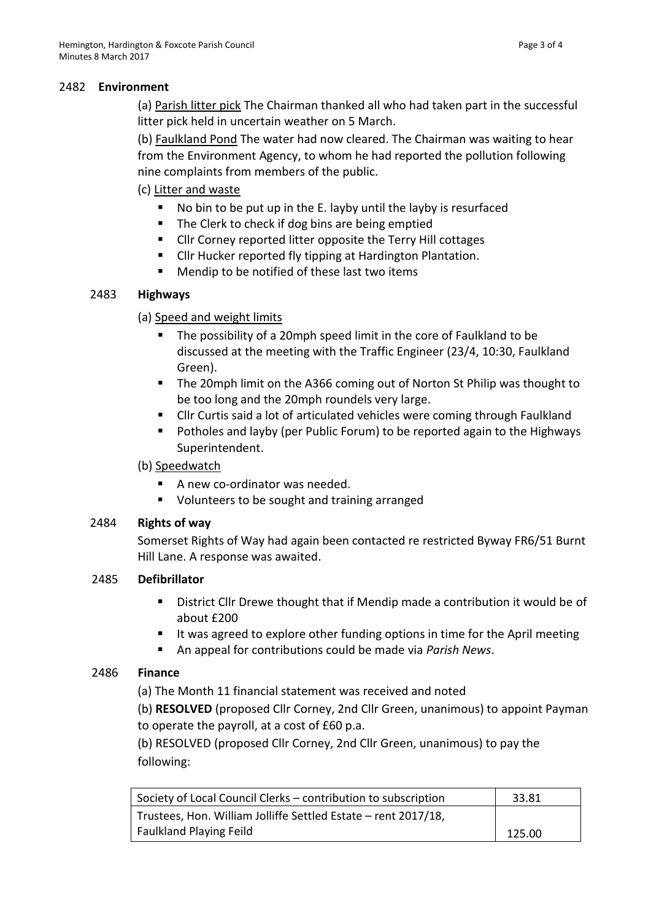## 2482 **Environment**

(a) Parish litter pick The Chairman thanked all who had taken part in the successful litter pick held in uncertain weather on 5 March.

(b) Faulkland Pond The water had now cleared. The Chairman was waiting to hear from the Environment Agency, to whom he had reported the pollution following nine complaints from members of the public.

(c) Litter and waste

- No bin to be put up in the E. layby until the layby is resurfaced
- The Clerk to check if dog bins are being emptied
- Cllr Corney reported litter opposite the Terry Hill cottages
- Cllr Hucker reported fly tipping at Hardington Plantation.
- Mendip to be notified of these last two items

## 2483 **Highways**

(a) Speed and weight limits

- The possibility of a 20mph speed limit in the core of Faulkland to be discussed at the meeting with the Traffic Engineer (23/4, 10:30, Faulkland Green).
- The 20mph limit on the A366 coming out of Norton St Philip was thought to be too long and the 20mph roundels very large.
- Cllr Curtis said a lot of articulated vehicles were coming through Faulkland
- Potholes and layby (per Public Forum) to be reported again to the Highways Superintendent.

(b) Speedwatch

- A new co-ordinator was needed.
- Volunteers to be sought and training arranged

## 2484 **Rights of way**

Somerset Rights of Way had again been contacted re restricted Byway FR6/51 Burnt Hill Lane. A response was awaited.

## 2485 **Defibrillator**

- District Cllr Drewe thought that if Mendip made a contribution it would be of about £200
- It was agreed to explore other funding options in time for the April meeting
- An appeal for contributions could be made via *Parish News*.

## 2486 **Finance**

(a) The Month 11 financial statement was received and noted

(b) **RESOLVED** (proposed Cllr Corney, 2nd Cllr Green, unanimous) to appoint Payman to operate the payroll, at a cost of £60 p.a.

(b) RESOLVED (proposed Cllr Corney, 2nd Cllr Green, unanimous) to pay the following:

| | |
|---|---|
| Society of Local Council Clerks – contribution to subscription | 33.81 |
| Trustees, Hon. William Jolliffe Settled Estate – rent 2017/18, Faulkland Playing Feild | 125.00 |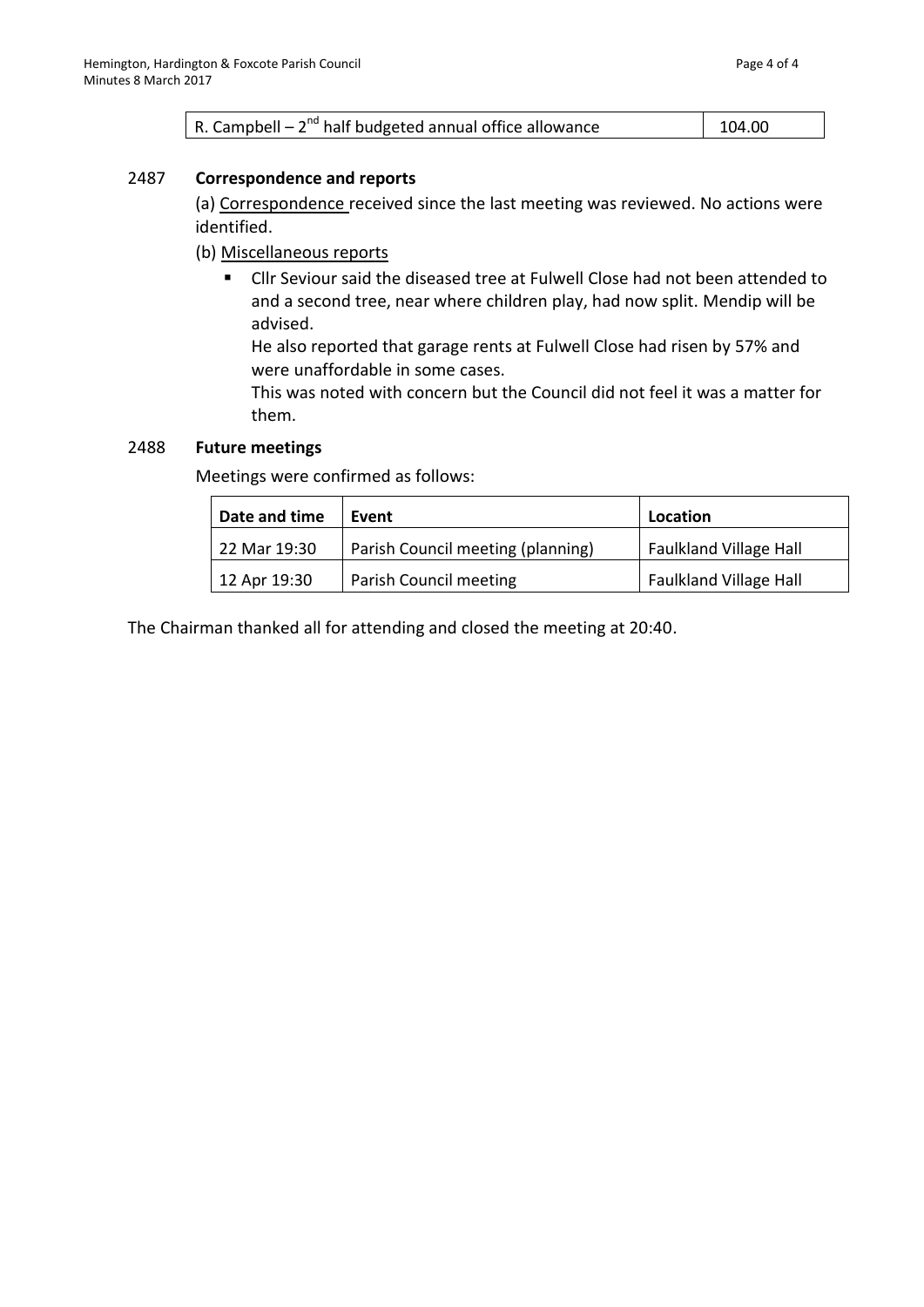| | |
|---|---|
| R. Campbell – 2nd half budgeted annual office allowance | 104.00 |

2487 **Correspondence and reports**

(a) Correspondence received since the last meeting was reviewed. No actions were identified.

(b) Miscellaneous reports

- Cllr Seviour said the diseased tree at Fulwell Close had not been attended to and a second tree, near where children play, had now split. Mendip will be advised.

  He also reported that garage rents at Fulwell Close had risen by 57% and were unaffordable in some cases.

  This was noted with concern but the Council did not feel it was a matter for them.

2488 **Future meetings**

Meetings were confirmed as follows:

| Date and time | Event | Location |
|---|---|---|
| 22 Mar 19:30 | Parish Council meeting (planning) | Faulkland Village Hall |
| 12 Apr 19:30 | Parish Council meeting | Faulkland Village Hall |

The Chairman thanked all for attending and closed the meeting at 20:40.